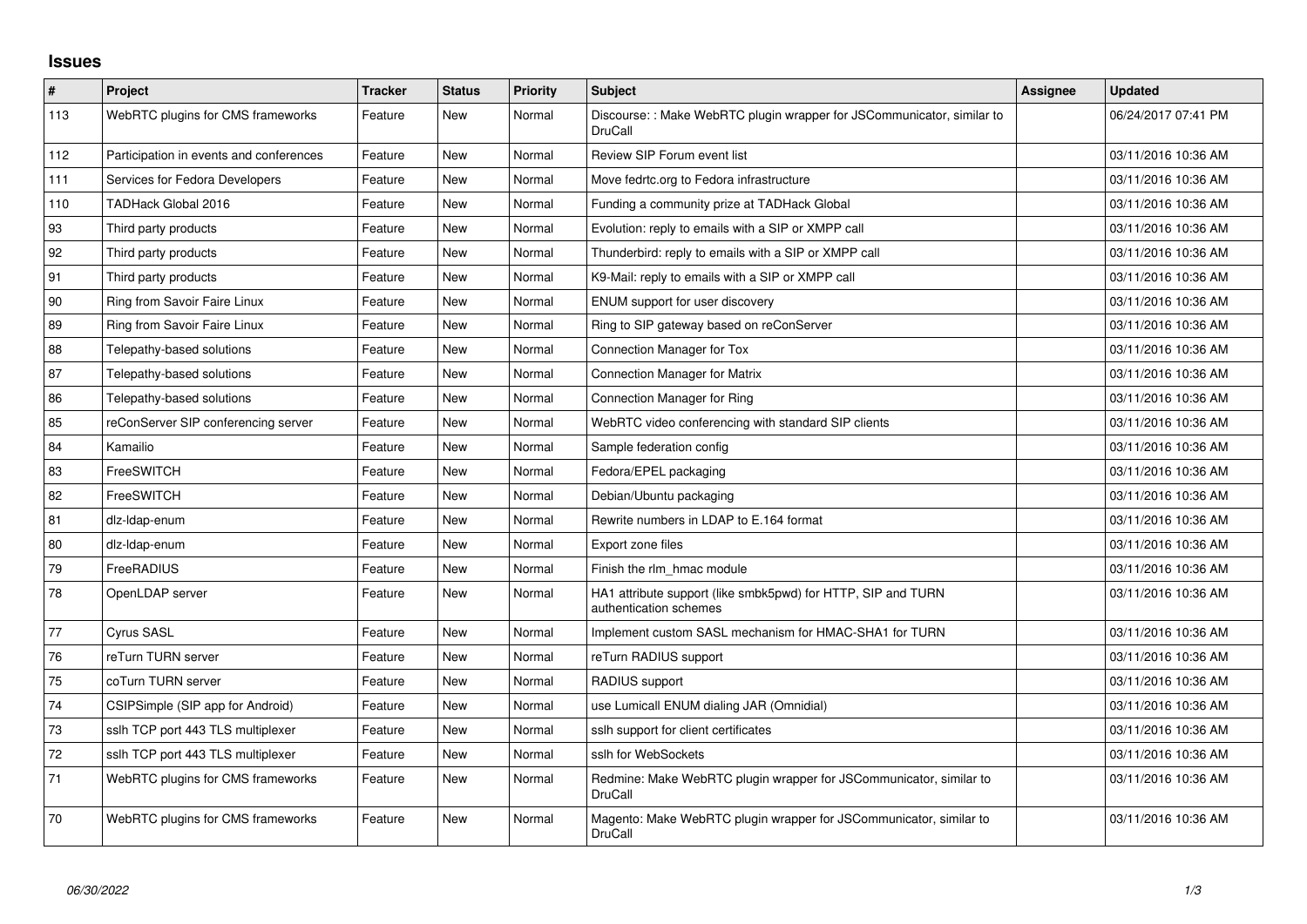# Issues

| # | Project | Tracker | Status | Priority | Subject | Assignee | Updated |
|---|---|---|---|---|---|---|---|
| 113 | WebRTC plugins for CMS frameworks | Feature | New | Normal | Discourse: : Make WebRTC plugin wrapper for JSCommunicator, similar to DruCall | | 06/24/2017 07:41 PM |
| 112 | Participation in events and conferences | Feature | New | Normal | Review SIP Forum event list | | 03/11/2016 10:36 AM |
| 111 | Services for Fedora Developers | Feature | New | Normal | Move fedrtc.org to Fedora infrastructure | | 03/11/2016 10:36 AM |
| 110 | TADHack Global 2016 | Feature | New | Normal | Funding a community prize at TADHack Global | | 03/11/2016 10:36 AM |
| 93 | Third party products | Feature | New | Normal | Evolution: reply to emails with a SIP or XMPP call | | 03/11/2016 10:36 AM |
| 92 | Third party products | Feature | New | Normal | Thunderbird: reply to emails with a SIP or XMPP call | | 03/11/2016 10:36 AM |
| 91 | Third party products | Feature | New | Normal | K9-Mail: reply to emails with a SIP or XMPP call | | 03/11/2016 10:36 AM |
| 90 | Ring from Savoir Faire Linux | Feature | New | Normal | ENUM support for user discovery | | 03/11/2016 10:36 AM |
| 89 | Ring from Savoir Faire Linux | Feature | New | Normal | Ring to SIP gateway based on reConServer | | 03/11/2016 10:36 AM |
| 88 | Telepathy-based solutions | Feature | New | Normal | Connection Manager for Tox | | 03/11/2016 10:36 AM |
| 87 | Telepathy-based solutions | Feature | New | Normal | Connection Manager for Matrix | | 03/11/2016 10:36 AM |
| 86 | Telepathy-based solutions | Feature | New | Normal | Connection Manager for Ring | | 03/11/2016 10:36 AM |
| 85 | reConServer SIP conferencing server | Feature | New | Normal | WebRTC video conferencing with standard SIP clients | | 03/11/2016 10:36 AM |
| 84 | Kamailio | Feature | New | Normal | Sample federation config | | 03/11/2016 10:36 AM |
| 83 | FreeSWITCH | Feature | New | Normal | Fedora/EPEL packaging | | 03/11/2016 10:36 AM |
| 82 | FreeSWITCH | Feature | New | Normal | Debian/Ubuntu packaging | | 03/11/2016 10:36 AM |
| 81 | dlz-ldap-enum | Feature | New | Normal | Rewrite numbers in LDAP to E.164 format | | 03/11/2016 10:36 AM |
| 80 | dlz-ldap-enum | Feature | New | Normal | Export zone files | | 03/11/2016 10:36 AM |
| 79 | FreeRADIUS | Feature | New | Normal | Finish the rlm_hmac module | | 03/11/2016 10:36 AM |
| 78 | OpenLDAP server | Feature | New | Normal | HA1 attribute support (like smbk5pwd) for HTTP, SIP and TURN authentication schemes | | 03/11/2016 10:36 AM |
| 77 | Cyrus SASL | Feature | New | Normal | Implement custom SASL mechanism for HMAC-SHA1 for TURN | | 03/11/2016 10:36 AM |
| 76 | reTurn TURN server | Feature | New | Normal | reTurn RADIUS support | | 03/11/2016 10:36 AM |
| 75 | coTurn TURN server | Feature | New | Normal | RADIUS support | | 03/11/2016 10:36 AM |
| 74 | CSIPSimple (SIP app for Android) | Feature | New | Normal | use Lumicall ENUM dialing JAR (Omnidial) | | 03/11/2016 10:36 AM |
| 73 | sslh TCP port 443 TLS multiplexer | Feature | New | Normal | sslh support for client certificates | | 03/11/2016 10:36 AM |
| 72 | sslh TCP port 443 TLS multiplexer | Feature | New | Normal | sslh for WebSockets | | 03/11/2016 10:36 AM |
| 71 | WebRTC plugins for CMS frameworks | Feature | New | Normal | Redmine: Make WebRTC plugin wrapper for JSCommunicator, similar to DruCall | | 03/11/2016 10:36 AM |
| 70 | WebRTC plugins for CMS frameworks | Feature | New | Normal | Magento: Make WebRTC plugin wrapper for JSCommunicator, similar to DruCall | | 03/11/2016 10:36 AM |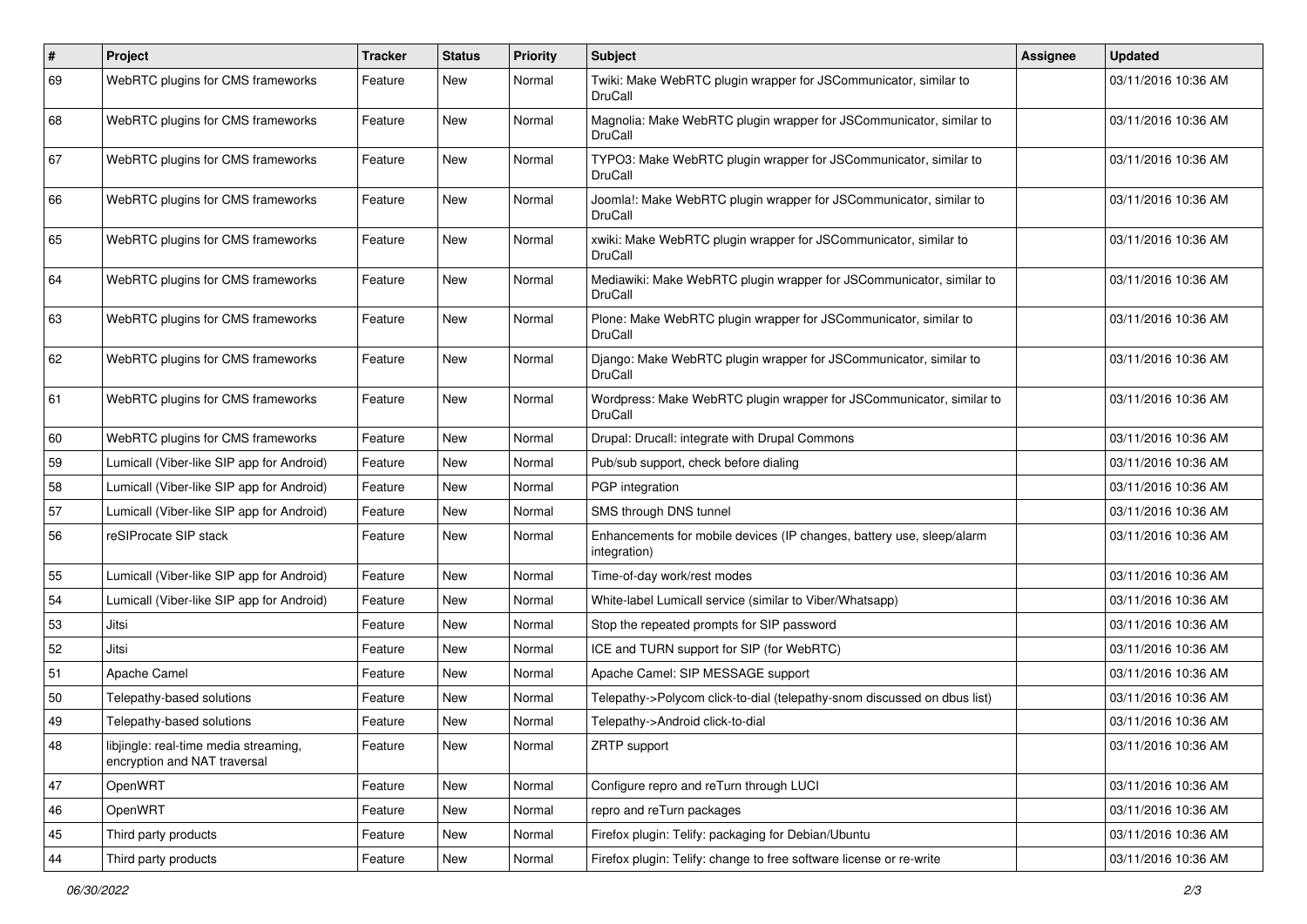| # | Project | Tracker | Status | Priority | Subject | Assignee | Updated |
|---|---|---|---|---|---|---|---|
| 69 | WebRTC plugins for CMS frameworks | Feature | New | Normal | Twiki: Make WebRTC plugin wrapper for JSCommunicator, similar to DruCall | | 03/11/2016 10:36 AM |
| 68 | WebRTC plugins for CMS frameworks | Feature | New | Normal | Magnolia: Make WebRTC plugin wrapper for JSCommunicator, similar to DruCall | | 03/11/2016 10:36 AM |
| 67 | WebRTC plugins for CMS frameworks | Feature | New | Normal | TYPO3: Make WebRTC plugin wrapper for JSCommunicator, similar to DruCall | | 03/11/2016 10:36 AM |
| 66 | WebRTC plugins for CMS frameworks | Feature | New | Normal | Joomla!: Make WebRTC plugin wrapper for JSCommunicator, similar to DruCall | | 03/11/2016 10:36 AM |
| 65 | WebRTC plugins for CMS frameworks | Feature | New | Normal | xwiki: Make WebRTC plugin wrapper for JSCommunicator, similar to DruCall | | 03/11/2016 10:36 AM |
| 64 | WebRTC plugins for CMS frameworks | Feature | New | Normal | Mediawiki: Make WebRTC plugin wrapper for JSCommunicator, similar to DruCall | | 03/11/2016 10:36 AM |
| 63 | WebRTC plugins for CMS frameworks | Feature | New | Normal | Plone: Make WebRTC plugin wrapper for JSCommunicator, similar to DruCall | | 03/11/2016 10:36 AM |
| 62 | WebRTC plugins for CMS frameworks | Feature | New | Normal | Django: Make WebRTC plugin wrapper for JSCommunicator, similar to DruCall | | 03/11/2016 10:36 AM |
| 61 | WebRTC plugins for CMS frameworks | Feature | New | Normal | Wordpress: Make WebRTC plugin wrapper for JSCommunicator, similar to DruCall | | 03/11/2016 10:36 AM |
| 60 | WebRTC plugins for CMS frameworks | Feature | New | Normal | Drupal: Drucall: integrate with Drupal Commons | | 03/11/2016 10:36 AM |
| 59 | Lumicall (Viber-like SIP app for Android) | Feature | New | Normal | Pub/sub support, check before dialing | | 03/11/2016 10:36 AM |
| 58 | Lumicall (Viber-like SIP app for Android) | Feature | New | Normal | PGP integration | | 03/11/2016 10:36 AM |
| 57 | Lumicall (Viber-like SIP app for Android) | Feature | New | Normal | SMS through DNS tunnel | | 03/11/2016 10:36 AM |
| 56 | reSIProcate SIP stack | Feature | New | Normal | Enhancements for mobile devices (IP changes, battery use, sleep/alarm integration) | | 03/11/2016 10:36 AM |
| 55 | Lumicall (Viber-like SIP app for Android) | Feature | New | Normal | Time-of-day work/rest modes | | 03/11/2016 10:36 AM |
| 54 | Lumicall (Viber-like SIP app for Android) | Feature | New | Normal | White-label Lumicall service (similar to Viber/Whatsapp) | | 03/11/2016 10:36 AM |
| 53 | Jitsi | Feature | New | Normal | Stop the repeated prompts for SIP password | | 03/11/2016 10:36 AM |
| 52 | Jitsi | Feature | New | Normal | ICE and TURN support for SIP (for WebRTC) | | 03/11/2016 10:36 AM |
| 51 | Apache Camel | Feature | New | Normal | Apache Camel: SIP MESSAGE support | | 03/11/2016 10:36 AM |
| 50 | Telepathy-based solutions | Feature | New | Normal | Telepathy->Polycom click-to-dial (telepathy-snom discussed on dbus list) | | 03/11/2016 10:36 AM |
| 49 | Telepathy-based solutions | Feature | New | Normal | Telepathy->Android click-to-dial | | 03/11/2016 10:36 AM |
| 48 | libjingle: real-time media streaming, encryption and NAT traversal | Feature | New | Normal | ZRTP support | | 03/11/2016 10:36 AM |
| 47 | OpenWRT | Feature | New | Normal | Configure repro and reTurn through LUCI | | 03/11/2016 10:36 AM |
| 46 | OpenWRT | Feature | New | Normal | repro and reTurn packages | | 03/11/2016 10:36 AM |
| 45 | Third party products | Feature | New | Normal | Firefox plugin: Telify: packaging for Debian/Ubuntu | | 03/11/2016 10:36 AM |
| 44 | Third party products | Feature | New | Normal | Firefox plugin: Telify: change to free software license or re-write | | 03/11/2016 10:36 AM |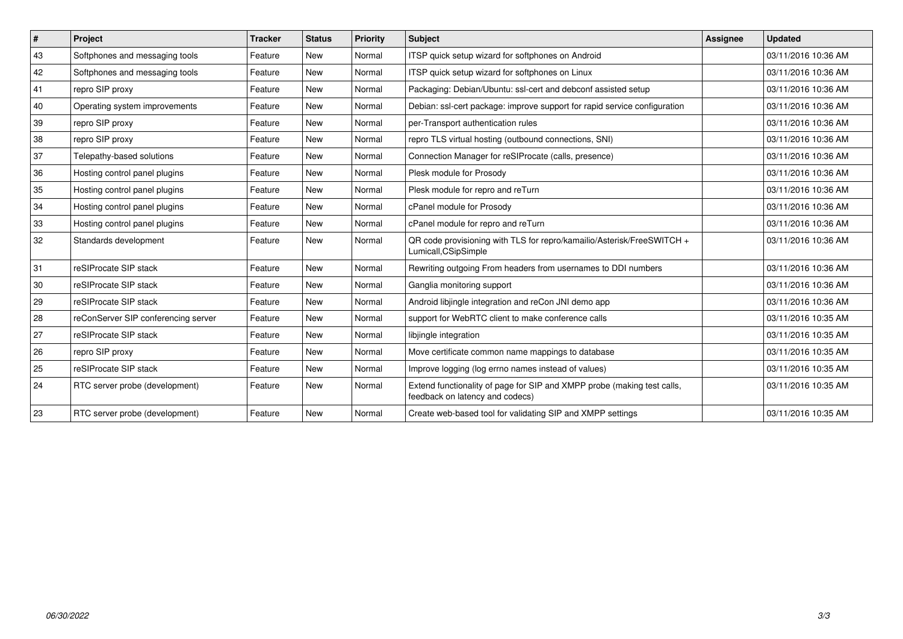| # | Project | Tracker | Status | Priority | Subject | Assignee | Updated |
|---|---|---|---|---|---|---|---|
| 43 | Softphones and messaging tools | Feature | New | Normal | ITSP quick setup wizard for softphones on Android | | 03/11/2016 10:36 AM |
| 42 | Softphones and messaging tools | Feature | New | Normal | ITSP quick setup wizard for softphones on Linux | | 03/11/2016 10:36 AM |
| 41 | repro SIP proxy | Feature | New | Normal | Packaging: Debian/Ubuntu: ssl-cert and debconf assisted setup | | 03/11/2016 10:36 AM |
| 40 | Operating system improvements | Feature | New | Normal | Debian: ssl-cert package: improve support for rapid service configuration | | 03/11/2016 10:36 AM |
| 39 | repro SIP proxy | Feature | New | Normal | per-Transport authentication rules | | 03/11/2016 10:36 AM |
| 38 | repro SIP proxy | Feature | New | Normal | repro TLS virtual hosting (outbound connections, SNI) | | 03/11/2016 10:36 AM |
| 37 | Telepathy-based solutions | Feature | New | Normal | Connection Manager for reSIProcate (calls, presence) | | 03/11/2016 10:36 AM |
| 36 | Hosting control panel plugins | Feature | New | Normal | Plesk module for Prosody | | 03/11/2016 10:36 AM |
| 35 | Hosting control panel plugins | Feature | New | Normal | Plesk module for repro and reTurn | | 03/11/2016 10:36 AM |
| 34 | Hosting control panel plugins | Feature | New | Normal | cPanel module for Prosody | | 03/11/2016 10:36 AM |
| 33 | Hosting control panel plugins | Feature | New | Normal | cPanel module for repro and reTurn | | 03/11/2016 10:36 AM |
| 32 | Standards development | Feature | New | Normal | QR code provisioning with TLS for repro/kamailio/Asterisk/FreeSWITCH + Lumicall,CSipSimple | | 03/11/2016 10:36 AM |
| 31 | reSIProcate SIP stack | Feature | New | Normal | Rewriting outgoing From headers from usernames to DDI numbers | | 03/11/2016 10:36 AM |
| 30 | reSIProcate SIP stack | Feature | New | Normal | Ganglia monitoring support | | 03/11/2016 10:36 AM |
| 29 | reSIProcate SIP stack | Feature | New | Normal | Android libjingle integration and reCon JNI demo app | | 03/11/2016 10:36 AM |
| 28 | reConServer SIP conferencing server | Feature | New | Normal | support for WebRTC client to make conference calls | | 03/11/2016 10:35 AM |
| 27 | reSIProcate SIP stack | Feature | New | Normal | libjingle integration | | 03/11/2016 10:35 AM |
| 26 | repro SIP proxy | Feature | New | Normal | Move certificate common name mappings to database | | 03/11/2016 10:35 AM |
| 25 | reSIProcate SIP stack | Feature | New | Normal | Improve logging (log errno names instead of values) | | 03/11/2016 10:35 AM |
| 24 | RTC server probe (development) | Feature | New | Normal | Extend functionality of page for SIP and XMPP probe (making test calls, feedback on latency and codecs) | | 03/11/2016 10:35 AM |
| 23 | RTC server probe (development) | Feature | New | Normal | Create web-based tool for validating SIP and XMPP settings | | 03/11/2016 10:35 AM |